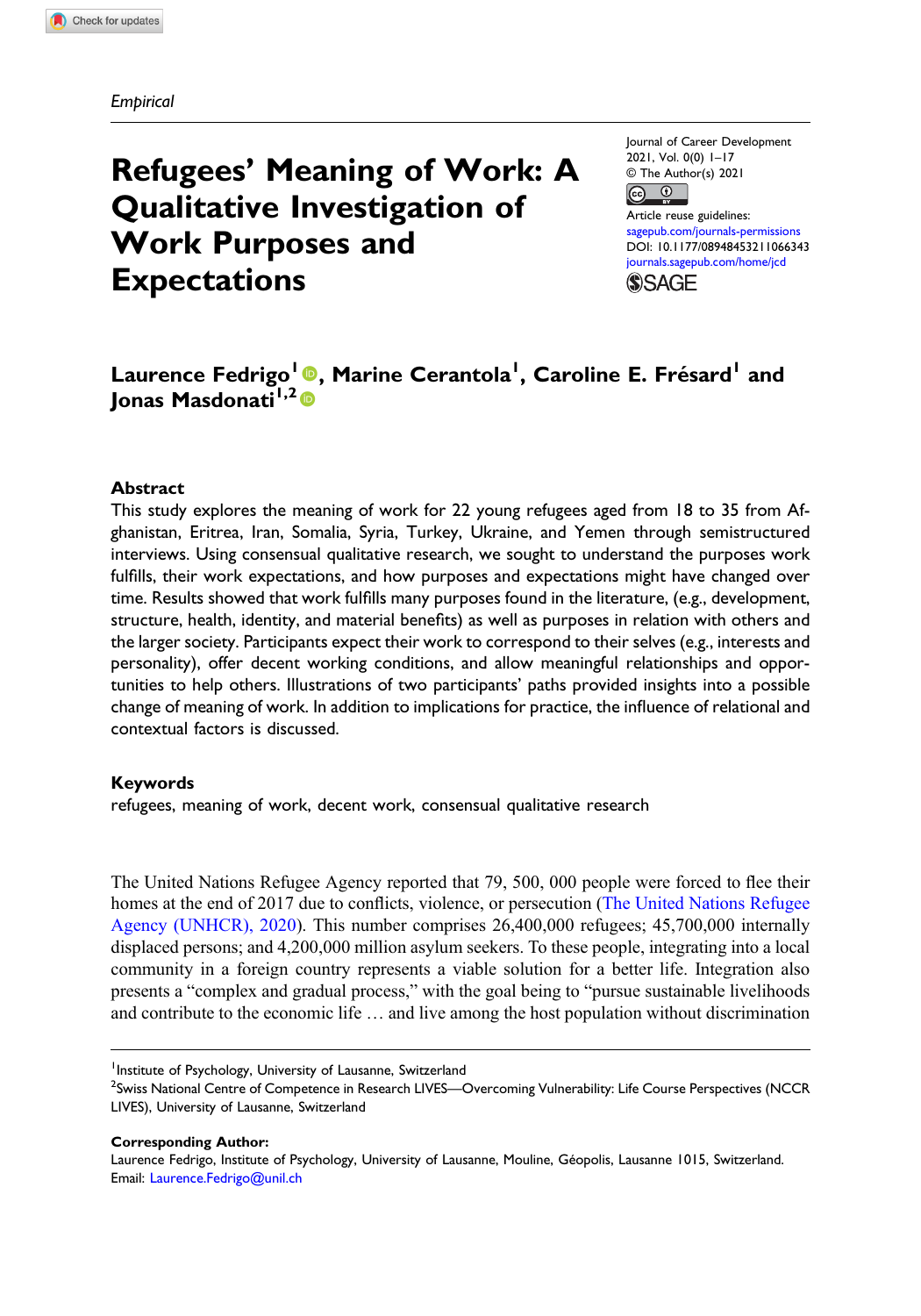*Empirical*

# Refugees' Meaning of Work: A Qualitative Investigation of Work Purposes and Expectations

Journal of Career Development
2021, Vol. 0(0) 1–17
© The Author(s) 2021
Article reuse guidelines:
sagepub.com/journals-permissions
DOI: 10.1177/08948453211066343
journals.sagepub.com/home/jcd

**Laurence Fedrigo[1], Marine Cerantola[1], Caroline E. Frésard[1] and Jonas Masdonati[1,2]**

## Abstract

This study explores the meaning of work for 22 young refugees aged from 18 to 35 from Afghanistan, Eritrea, Iran, Somalia, Syria, Turkey, Ukraine, and Yemen through semistructured interviews. Using consensual qualitative research, we sought to understand the purposes work fulfills, their work expectations, and how purposes and expectations might have changed over time. Results showed that work fulfills many purposes found in the literature, (e.g., development, structure, health, identity, and material benefits) as well as purposes in relation with others and the larger society. Participants expect their work to correspond to their selves (e.g., interests and personality), offer decent working conditions, and allow meaningful relationships and opportunities to help others. Illustrations of two participants' paths provided insights into a possible change of meaning of work. In addition to implications for practice, the influence of relational and contextual factors is discussed.

## Keywords

refugees, meaning of work, decent work, consensual qualitative research

The United Nations Refugee Agency reported that 79, 500, 000 people were forced to flee their homes at the end of 2017 due to conflicts, violence, or persecution (The United Nations Refugee Agency (UNHCR), 2020). This number comprises 26,400,000 refugees; 45,700,000 internally displaced persons; and 4,200,000 million asylum seekers. To these people, integrating into a local community in a foreign country represents a viable solution for a better life. Integration also presents a "complex and gradual process," with the goal being to "pursue sustainable livelihoods and contribute to the economic life … and live among the host population without discrimination

[1]Institute of Psychology, University of Lausanne, Switzerland
[2]Swiss National Centre of Competence in Research LIVES—Overcoming Vulnerability: Life Course Perspectives (NCCR LIVES), University of Lausanne, Switzerland

**Corresponding Author:**
Laurence Fedrigo, Institute of Psychology, University of Lausanne, Mouline, Géopolis, Lausanne 1015, Switzerland.
Email: Laurence.Fedrigo@unil.ch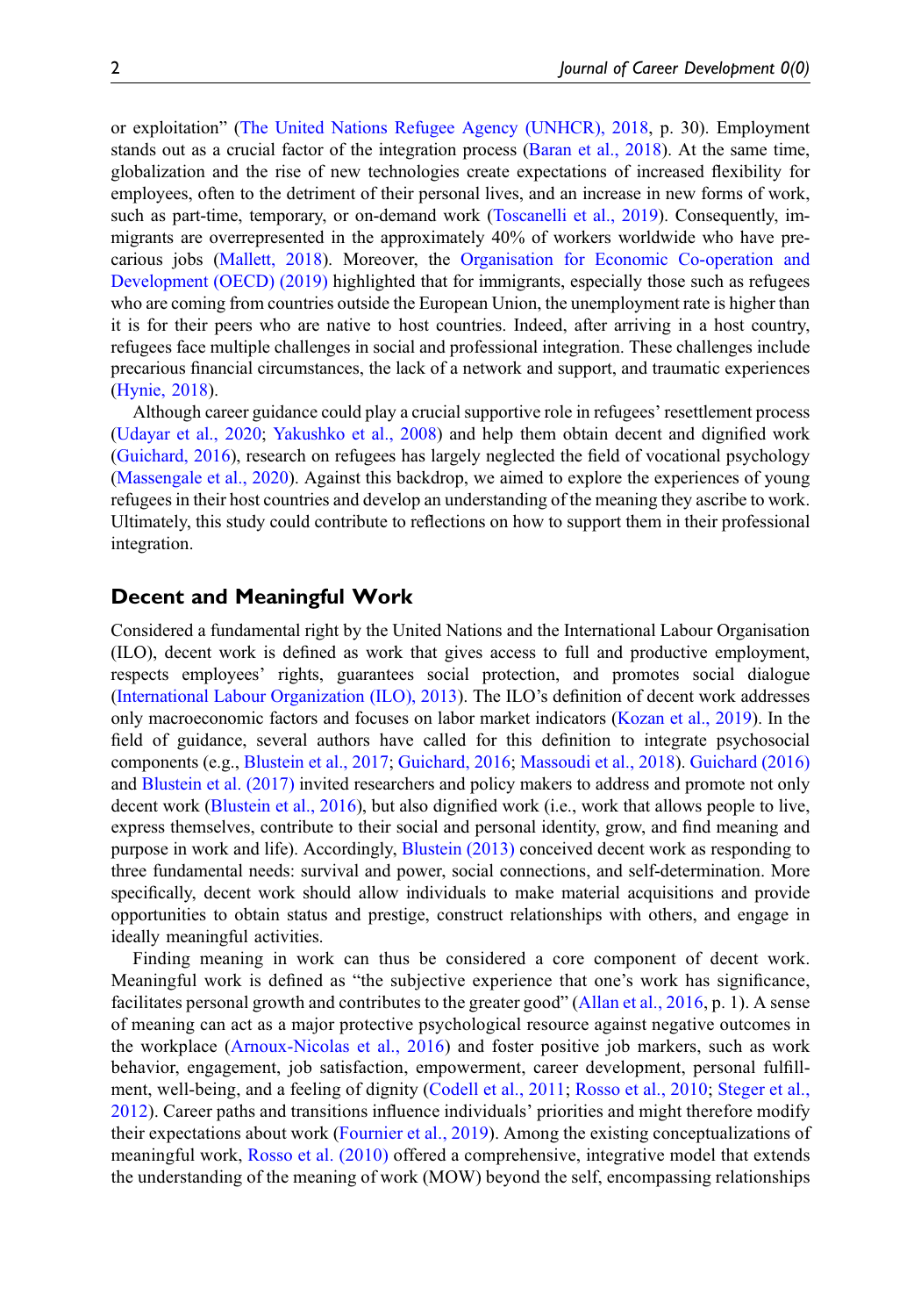or exploitation" (The United Nations Refugee Agency (UNHCR), 2018, p. 30). Employment stands out as a crucial factor of the integration process (Baran et al., 2018). At the same time, globalization and the rise of new technologies create expectations of increased flexibility for employees, often to the detriment of their personal lives, and an increase in new forms of work, such as part-time, temporary, or on-demand work (Toscanelli et al., 2019). Consequently, immigrants are overrepresented in the approximately 40% of workers worldwide who have precarious jobs (Mallett, 2018). Moreover, the Organisation for Economic Co-operation and Development (OECD) (2019) highlighted that for immigrants, especially those such as refugees who are coming from countries outside the European Union, the unemployment rate is higher than it is for their peers who are native to host countries. Indeed, after arriving in a host country, refugees face multiple challenges in social and professional integration. These challenges include precarious financial circumstances, the lack of a network and support, and traumatic experiences (Hynie, 2018).

Although career guidance could play a crucial supportive role in refugees' resettlement process (Udayar et al., 2020; Yakushko et al., 2008) and help them obtain decent and dignified work (Guichard, 2016), research on refugees has largely neglected the field of vocational psychology (Massengale et al., 2020). Against this backdrop, we aimed to explore the experiences of young refugees in their host countries and develop an understanding of the meaning they ascribe to work. Ultimately, this study could contribute to reflections on how to support them in their professional integration.

## Decent and Meaningful Work

Considered a fundamental right by the United Nations and the International Labour Organisation (ILO), decent work is defined as work that gives access to full and productive employment, respects employees' rights, guarantees social protection, and promotes social dialogue (International Labour Organization (ILO), 2013). The ILO's definition of decent work addresses only macroeconomic factors and focuses on labor market indicators (Kozan et al., 2019). In the field of guidance, several authors have called for this definition to integrate psychosocial components (e.g., Blustein et al., 2017; Guichard, 2016; Massoudi et al., 2018). Guichard (2016) and Blustein et al. (2017) invited researchers and policy makers to address and promote not only decent work (Blustein et al., 2016), but also dignified work (i.e., work that allows people to live, express themselves, contribute to their social and personal identity, grow, and find meaning and purpose in work and life). Accordingly, Blustein (2013) conceived decent work as responding to three fundamental needs: survival and power, social connections, and self-determination. More specifically, decent work should allow individuals to make material acquisitions and provide opportunities to obtain status and prestige, construct relationships with others, and engage in ideally meaningful activities.

Finding meaning in work can thus be considered a core component of decent work. Meaningful work is defined as "the subjective experience that one's work has significance, facilitates personal growth and contributes to the greater good" (Allan et al., 2016, p. 1). A sense of meaning can act as a major protective psychological resource against negative outcomes in the workplace (Arnoux-Nicolas et al., 2016) and foster positive job markers, such as work behavior, engagement, job satisfaction, empowerment, career development, personal fulfillment, well-being, and a feeling of dignity (Codell et al., 2011; Rosso et al., 2010; Steger et al., 2012). Career paths and transitions influence individuals' priorities and might therefore modify their expectations about work (Fournier et al., 2019). Among the existing conceptualizations of meaningful work, Rosso et al. (2010) offered a comprehensive, integrative model that extends the understanding of the meaning of work (MOW) beyond the self, encompassing relationships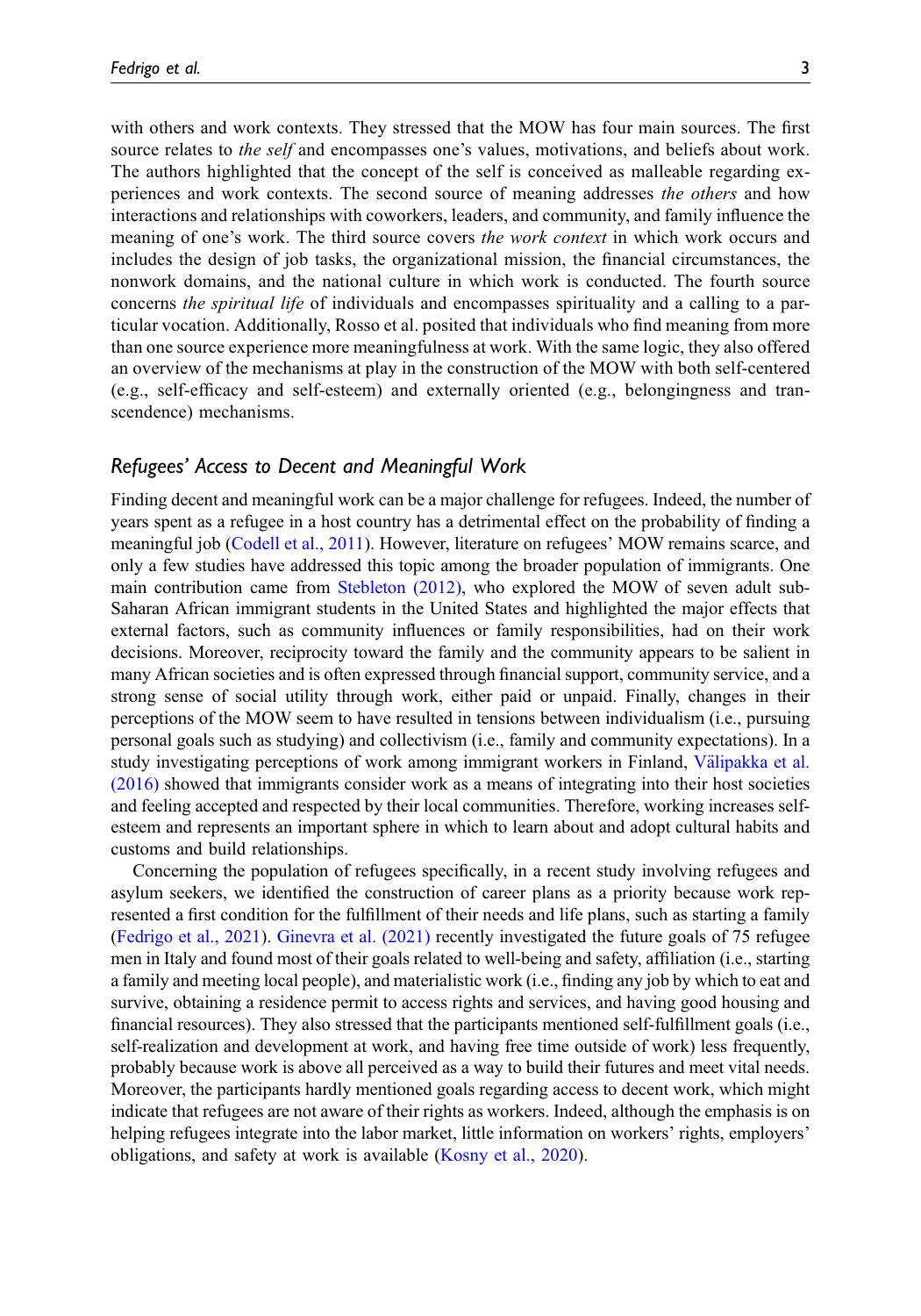with others and work contexts. They stressed that the MOW has four main sources. The first source relates to *the self* and encompasses one's values, motivations, and beliefs about work. The authors highlighted that the concept of the self is conceived as malleable regarding experiences and work contexts. The second source of meaning addresses *the others* and how interactions and relationships with coworkers, leaders, and community, and family influence the meaning of one's work. The third source covers *the work context* in which work occurs and includes the design of job tasks, the organizational mission, the financial circumstances, the nonwork domains, and the national culture in which work is conducted. The fourth source concerns *the spiritual life* of individuals and encompasses spirituality and a calling to a particular vocation. Additionally, Rosso et al. posited that individuals who find meaning from more than one source experience more meaningfulness at work. With the same logic, they also offered an overview of the mechanisms at play in the construction of the MOW with both self-centered (e.g., self-efficacy and self-esteem) and externally oriented (e.g., belongingness and transcendence) mechanisms.

### *Refugees' Access to Decent and Meaningful Work*

Finding decent and meaningful work can be a major challenge for refugees. Indeed, the number of years spent as a refugee in a host country has a detrimental effect on the probability of finding a meaningful job (Codell et al., 2011). However, literature on refugees' MOW remains scarce, and only a few studies have addressed this topic among the broader population of immigrants. One main contribution came from Stebleton (2012), who explored the MOW of seven adult sub-Saharan African immigrant students in the United States and highlighted the major effects that external factors, such as community influences or family responsibilities, had on their work decisions. Moreover, reciprocity toward the family and the community appears to be salient in many African societies and is often expressed through financial support, community service, and a strong sense of social utility through work, either paid or unpaid. Finally, changes in their perceptions of the MOW seem to have resulted in tensions between individualism (i.e., pursuing personal goals such as studying) and collectivism (i.e., family and community expectations). In a study investigating perceptions of work among immigrant workers in Finland, Välipakka et al. (2016) showed that immigrants consider work as a means of integrating into their host societies and feeling accepted and respected by their local communities. Therefore, working increases self-esteem and represents an important sphere in which to learn about and adopt cultural habits and customs and build relationships.

Concerning the population of refugees specifically, in a recent study involving refugees and asylum seekers, we identified the construction of career plans as a priority because work represented a first condition for the fulfillment of their needs and life plans, such as starting a family (Fedrigo et al., 2021). Ginevra et al. (2021) recently investigated the future goals of 75 refugee men in Italy and found most of their goals related to well-being and safety, affiliation (i.e., starting a family and meeting local people), and materialistic work (i.e., finding any job by which to eat and survive, obtaining a residence permit to access rights and services, and having good housing and financial resources). They also stressed that the participants mentioned self-fulfillment goals (i.e., self-realization and development at work, and having free time outside of work) less frequently, probably because work is above all perceived as a way to build their futures and meet vital needs. Moreover, the participants hardly mentioned goals regarding access to decent work, which might indicate that refugees are not aware of their rights as workers. Indeed, although the emphasis is on helping refugees integrate into the labor market, little information on workers' rights, employers' obligations, and safety at work is available (Kosny et al., 2020).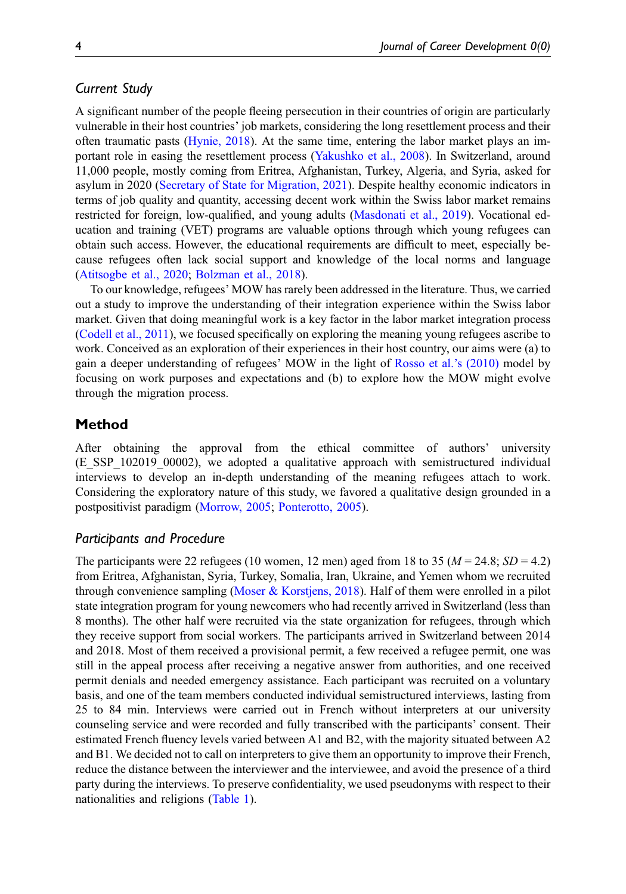### Current Study

A significant number of the people fleeing persecution in their countries of origin are particularly vulnerable in their host countries' job markets, considering the long resettlement process and their often traumatic pasts (Hynie, 2018). At the same time, entering the labor market plays an important role in easing the resettlement process (Yakushko et al., 2008). In Switzerland, around 11,000 people, mostly coming from Eritrea, Afghanistan, Turkey, Algeria, and Syria, asked for asylum in 2020 (Secretary of State for Migration, 2021). Despite healthy economic indicators in terms of job quality and quantity, accessing decent work within the Swiss labor market remains restricted for foreign, low-qualified, and young adults (Masdonati et al., 2019). Vocational education and training (VET) programs are valuable options through which young refugees can obtain such access. However, the educational requirements are difficult to meet, especially because refugees often lack social support and knowledge of the local norms and language (Atitsogbe et al., 2020; Bolzman et al., 2018).

To our knowledge, refugees' MOW has rarely been addressed in the literature. Thus, we carried out a study to improve the understanding of their integration experience within the Swiss labor market. Given that doing meaningful work is a key factor in the labor market integration process (Codell et al., 2011), we focused specifically on exploring the meaning young refugees ascribe to work. Conceived as an exploration of their experiences in their host country, our aims were (a) to gain a deeper understanding of refugees' MOW in the light of Rosso et al.'s (2010) model by focusing on work purposes and expectations and (b) to explore how the MOW might evolve through the migration process.

## Method

After obtaining the approval from the ethical committee of authors' university (E_SSP_102019_00002), we adopted a qualitative approach with semistructured individual interviews to develop an in-depth understanding of the meaning refugees attach to work. Considering the exploratory nature of this study, we favored a qualitative design grounded in a postpositivist paradigm (Morrow, 2005; Ponterotto, 2005).

### Participants and Procedure

The participants were 22 refugees (10 women, 12 men) aged from 18 to 35 ($M = 24.8$; $SD = 4.2$) from Eritrea, Afghanistan, Syria, Turkey, Somalia, Iran, Ukraine, and Yemen whom we recruited through convenience sampling (Moser & Korstjens, 2018). Half of them were enrolled in a pilot state integration program for young newcomers who had recently arrived in Switzerland (less than 8 months). The other half were recruited via the state organization for refugees, through which they receive support from social workers. The participants arrived in Switzerland between 2014 and 2018. Most of them received a provisional permit, a few received a refugee permit, one was still in the appeal process after receiving a negative answer from authorities, and one received permit denials and needed emergency assistance. Each participant was recruited on a voluntary basis, and one of the team members conducted individual semistructured interviews, lasting from 25 to 84 min. Interviews were carried out in French without interpreters at our university counseling service and were recorded and fully transcribed with the participants' consent. Their estimated French fluency levels varied between A1 and B2, with the majority situated between A2 and B1. We decided not to call on interpreters to give them an opportunity to improve their French, reduce the distance between the interviewer and the interviewee, and avoid the presence of a third party during the interviews. To preserve confidentiality, we used pseudonyms with respect to their nationalities and religions (Table 1).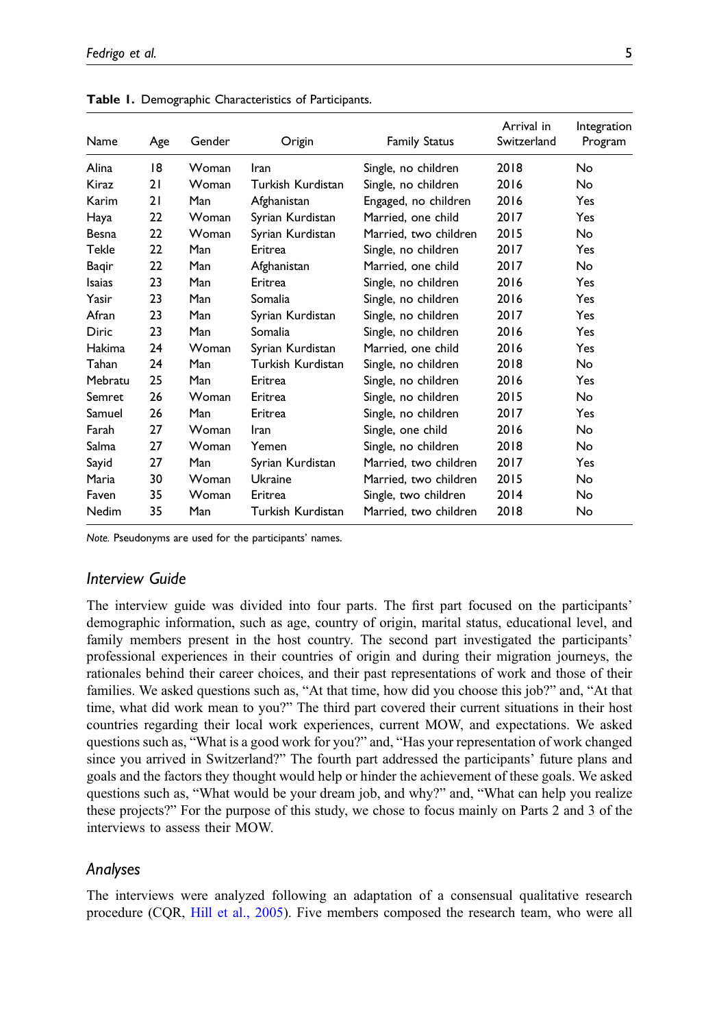**Table 1.** Demographic Characteristics of Participants.

| Name | Age | Gender | Origin | Family Status | Arrival in Switzerland | Integration Program |
|---|---|---|---|---|---|---|
| Alina | 18 | Woman | Iran | Single, no children | 2018 | No |
| Kiraz | 21 | Woman | Turkish Kurdistan | Single, no children | 2016 | No |
| Karim | 21 | Man | Afghanistan | Engaged, no children | 2016 | Yes |
| Haya | 22 | Woman | Syrian Kurdistan | Married, one child | 2017 | Yes |
| Besna | 22 | Woman | Syrian Kurdistan | Married, two children | 2015 | No |
| Tekle | 22 | Man | Eritrea | Single, no children | 2017 | Yes |
| Baqir | 22 | Man | Afghanistan | Married, one child | 2017 | No |
| Isaias | 23 | Man | Eritrea | Single, no children | 2016 | Yes |
| Yasir | 23 | Man | Somalia | Single, no children | 2016 | Yes |
| Afran | 23 | Man | Syrian Kurdistan | Single, no children | 2017 | Yes |
| Diric | 23 | Man | Somalia | Single, no children | 2016 | Yes |
| Hakima | 24 | Woman | Syrian Kurdistan | Married, one child | 2016 | Yes |
| Tahan | 24 | Man | Turkish Kurdistan | Single, no children | 2018 | No |
| Mebratu | 25 | Man | Eritrea | Single, no children | 2016 | Yes |
| Semret | 26 | Woman | Eritrea | Single, no children | 2015 | No |
| Samuel | 26 | Man | Eritrea | Single, no children | 2017 | Yes |
| Farah | 27 | Woman | Iran | Single, one child | 2016 | No |
| Salma | 27 | Woman | Yemen | Single, no children | 2018 | No |
| Sayid | 27 | Man | Syrian Kurdistan | Married, two children | 2017 | Yes |
| Maria | 30 | Woman | Ukraine | Married, two children | 2015 | No |
| Faven | 35 | Woman | Eritrea | Single, two children | 2014 | No |
| Nedim | 35 | Man | Turkish Kurdistan | Married, two children | 2018 | No |

*Note.* Pseudonyms are used for the participants' names.

## Interview Guide

The interview guide was divided into four parts. The first part focused on the participants' demographic information, such as age, country of origin, marital status, educational level, and family members present in the host country. The second part investigated the participants' professional experiences in their countries of origin and during their migration journeys, the rationales behind their career choices, and their past representations of work and those of their families. We asked questions such as, "At that time, how did you choose this job?" and, "At that time, what did work mean to you?" The third part covered their current situations in their host countries regarding their local work experiences, current MOW, and expectations. We asked questions such as, "What is a good work for you?" and, "Has your representation of work changed since you arrived in Switzerland?" The fourth part addressed the participants' future plans and goals and the factors they thought would help or hinder the achievement of these goals. We asked questions such as, "What would be your dream job, and why?" and, "What can help you realize these projects?" For the purpose of this study, we chose to focus mainly on Parts 2 and 3 of the interviews to assess their MOW.

## Analyses

The interviews were analyzed following an adaptation of a consensual qualitative research procedure (CQR, Hill et al., 2005). Five members composed the research team, who were all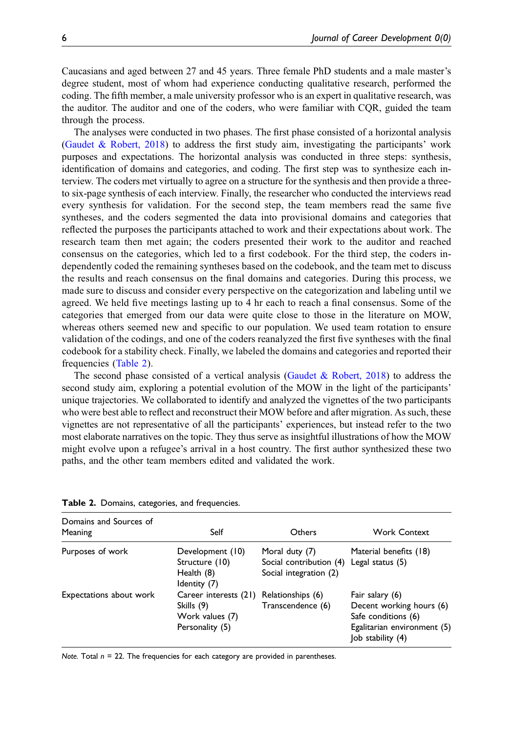Caucasians and aged between 27 and 45 years. Three female PhD students and a male master's degree student, most of whom had experience conducting qualitative research, performed the coding. The fifth member, a male university professor who is an expert in qualitative research, was the auditor. The auditor and one of the coders, who were familiar with CQR, guided the team through the process.

The analyses were conducted in two phases. The first phase consisted of a horizontal analysis (Gaudet & Robert, 2018) to address the first study aim, investigating the participants' work purposes and expectations. The horizontal analysis was conducted in three steps: synthesis, identification of domains and categories, and coding. The first step was to synthesize each interview. The coders met virtually to agree on a structure for the synthesis and then provide a three- to six-page synthesis of each interview. Finally, the researcher who conducted the interviews read every synthesis for validation. For the second step, the team members read the same five syntheses, and the coders segmented the data into provisional domains and categories that reflected the purposes the participants attached to work and their expectations about work. The research team then met again; the coders presented their work to the auditor and reached consensus on the categories, which led to a first codebook. For the third step, the coders independently coded the remaining syntheses based on the codebook, and the team met to discuss the results and reach consensus on the final domains and categories. During this process, we made sure to discuss and consider every perspective on the categorization and labeling until we agreed. We held five meetings lasting up to 4 hr each to reach a final consensus. Some of the categories that emerged from our data were quite close to those in the literature on MOW, whereas others seemed new and specific to our population. We used team rotation to ensure validation of the codings, and one of the coders reanalyzed the first five syntheses with the final codebook for a stability check. Finally, we labeled the domains and categories and reported their frequencies (Table 2).

The second phase consisted of a vertical analysis (Gaudet & Robert, 2018) to address the second study aim, exploring a potential evolution of the MOW in the light of the participants' unique trajectories. We collaborated to identify and analyzed the vignettes of the two participants who were best able to reflect and reconstruct their MOW before and after migration. As such, these vignettes are not representative of all the participants' experiences, but instead refer to the two most elaborate narratives on the topic. They thus serve as insightful illustrations of how the MOW might evolve upon a refugee's arrival in a host country. The first author synthesized these two paths, and the other team members edited and validated the work.

**Table 2.** Domains, categories, and frequencies.

| Domains and Sources of Meaning | Self | Others | Work Context |
|---|---|---|---|
| Purposes of work | Development (10)<br>Structure (10)<br>Health (8)<br>Identity (7) | Moral duty (7)<br>Social contribution (4)<br>Social integration (2) | Material benefits (18)<br>Legal status (5) |
| Expectations about work | Career interests (21)<br>Skills (9)<br>Work values (7)<br>Personality (5) | Relationships (6)<br>Transcendence (6) | Fair salary (6)<br>Decent working hours (6)<br>Safe conditions (6)<br>Egalitarian environment (5)<br>Job stability (4) |

*Note.* Total $n$ = 22. The frequencies for each category are provided in parentheses.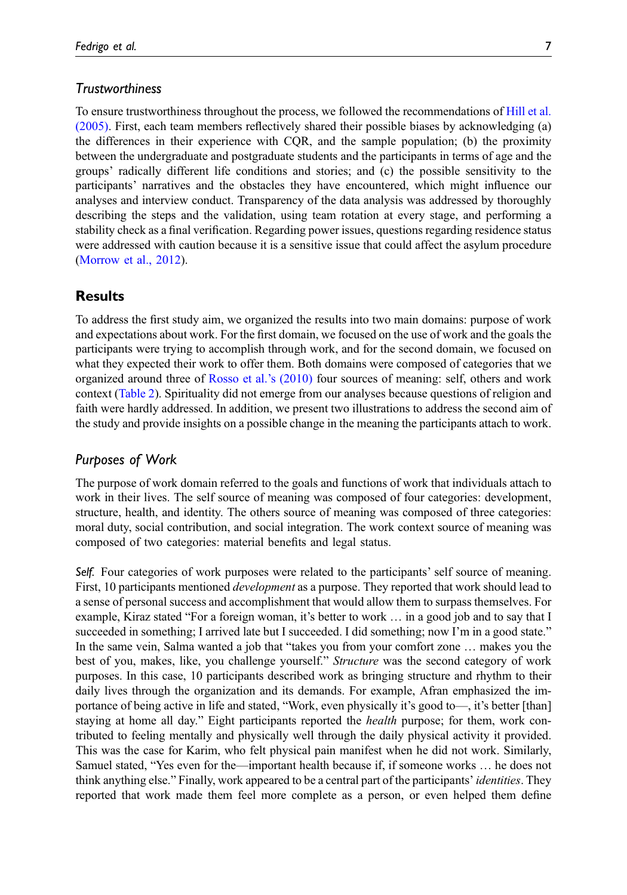### Trustworthiness

To ensure trustworthiness throughout the process, we followed the recommendations of Hill et al. (2005). First, each team members reflectively shared their possible biases by acknowledging (a) the differences in their experience with CQR, and the sample population; (b) the proximity between the undergraduate and postgraduate students and the participants in terms of age and the groups' radically different life conditions and stories; and (c) the possible sensitivity to the participants' narratives and the obstacles they have encountered, which might influence our analyses and interview conduct. Transparency of the data analysis was addressed by thoroughly describing the steps and the validation, using team rotation at every stage, and performing a stability check as a final verification. Regarding power issues, questions regarding residence status were addressed with caution because it is a sensitive issue that could affect the asylum procedure (Morrow et al., 2012).

## Results

To address the first study aim, we organized the results into two main domains: purpose of work and expectations about work. For the first domain, we focused on the use of work and the goals the participants were trying to accomplish through work, and for the second domain, we focused on what they expected their work to offer them. Both domains were composed of categories that we organized around three of Rosso et al.'s (2010) four sources of meaning: self, others and work context (Table 2). Spirituality did not emerge from our analyses because questions of religion and faith were hardly addressed. In addition, we present two illustrations to address the second aim of the study and provide insights on a possible change in the meaning the participants attach to work.

### Purposes of Work

The purpose of work domain referred to the goals and functions of work that individuals attach to work in their lives. The self source of meaning was composed of four categories: development, structure, health, and identity. The others source of meaning was composed of three categories: moral duty, social contribution, and social integration. The work context source of meaning was composed of two categories: material benefits and legal status.

*Self.* Four categories of work purposes were related to the participants' self source of meaning. First, 10 participants mentioned *development* as a purpose. They reported that work should lead to a sense of personal success and accomplishment that would allow them to surpass themselves. For example, Kiraz stated "For a foreign woman, it's better to work … in a good job and to say that I succeeded in something; I arrived late but I succeeded. I did something; now I'm in a good state." In the same vein, Salma wanted a job that "takes you from your comfort zone … makes you the best of you, makes, like, you challenge yourself." *Structure* was the second category of work purposes. In this case, 10 participants described work as bringing structure and rhythm to their daily lives through the organization and its demands. For example, Afran emphasized the importance of being active in life and stated, "Work, even physically it's good to—, it's better [than] staying at home all day." Eight participants reported the *health* purpose; for them, work contributed to feeling mentally and physically well through the daily physical activity it provided. This was the case for Karim, who felt physical pain manifest when he did not work. Similarly, Samuel stated, "Yes even for the—important health because if, if someone works … he does not think anything else." Finally, work appeared to be a central part of the participants' *identities*. They reported that work made them feel more complete as a person, or even helped them define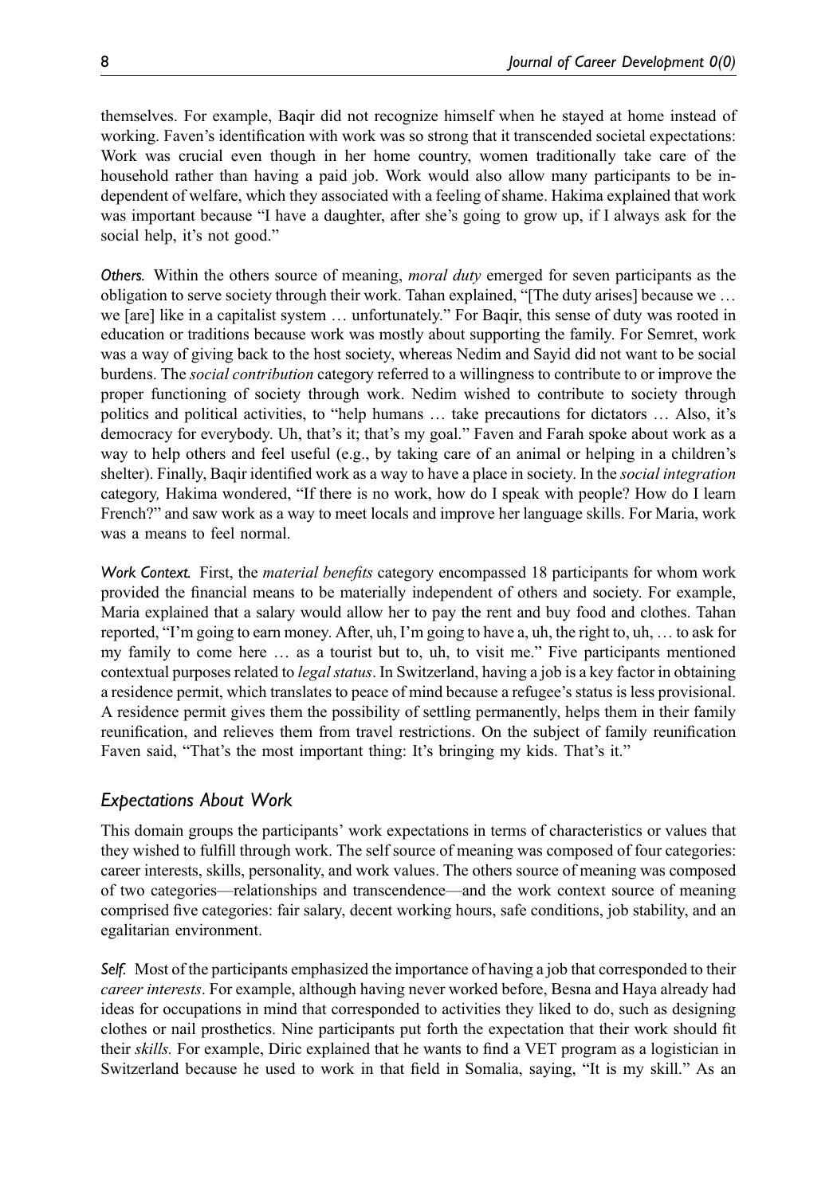themselves. For example, Baqir did not recognize himself when he stayed at home instead of working. Faven's identification with work was so strong that it transcended societal expectations: Work was crucial even though in her home country, women traditionally take care of the household rather than having a paid job. Work would also allow many participants to be independent of welfare, which they associated with a feeling of shame. Hakima explained that work was important because "I have a daughter, after she's going to grow up, if I always ask for the social help, it's not good."

*Others.* Within the others source of meaning, *moral duty* emerged for seven participants as the obligation to serve society through their work. Tahan explained, "[The duty arises] because we … we [are] like in a capitalist system … unfortunately." For Baqir, this sense of duty was rooted in education or traditions because work was mostly about supporting the family. For Semret, work was a way of giving back to the host society, whereas Nedim and Sayid did not want to be social burdens. The *social contribution* category referred to a willingness to contribute to or improve the proper functioning of society through work. Nedim wished to contribute to society through politics and political activities, to "help humans … take precautions for dictators … Also, it's democracy for everybody. Uh, that's it; that's my goal." Faven and Farah spoke about work as a way to help others and feel useful (e.g., by taking care of an animal or helping in a children's shelter). Finally, Baqir identified work as a way to have a place in society. In the *social integration* category, Hakima wondered, "If there is no work, how do I speak with people? How do I learn French?" and saw work as a way to meet locals and improve her language skills. For Maria, work was a means to feel normal.

*Work Context.* First, the *material benefits* category encompassed 18 participants for whom work provided the financial means to be materially independent of others and society. For example, Maria explained that a salary would allow her to pay the rent and buy food and clothes. Tahan reported, "I'm going to earn money. After, uh, I'm going to have a, uh, the right to, uh, … to ask for my family to come here … as a tourist but to, uh, to visit me." Five participants mentioned contextual purposes related to *legal status*. In Switzerland, having a job is a key factor in obtaining a residence permit, which translates to peace of mind because a refugee's status is less provisional. A residence permit gives them the possibility of settling permanently, helps them in their family reunification, and relieves them from travel restrictions. On the subject of family reunification Faven said, "That's the most important thing: It's bringing my kids. That's it."

## Expectations About Work

This domain groups the participants' work expectations in terms of characteristics or values that they wished to fulfill through work. The self source of meaning was composed of four categories: career interests, skills, personality, and work values. The others source of meaning was composed of two categories—relationships and transcendence—and the work context source of meaning comprised five categories: fair salary, decent working hours, safe conditions, job stability, and an egalitarian environment.

*Self.* Most of the participants emphasized the importance of having a job that corresponded to their *career interests*. For example, although having never worked before, Besna and Haya already had ideas for occupations in mind that corresponded to activities they liked to do, such as designing clothes or nail prosthetics. Nine participants put forth the expectation that their work should fit their *skills.* For example, Diric explained that he wants to find a VET program as a logistician in Switzerland because he used to work in that field in Somalia, saying, "It is my skill." As an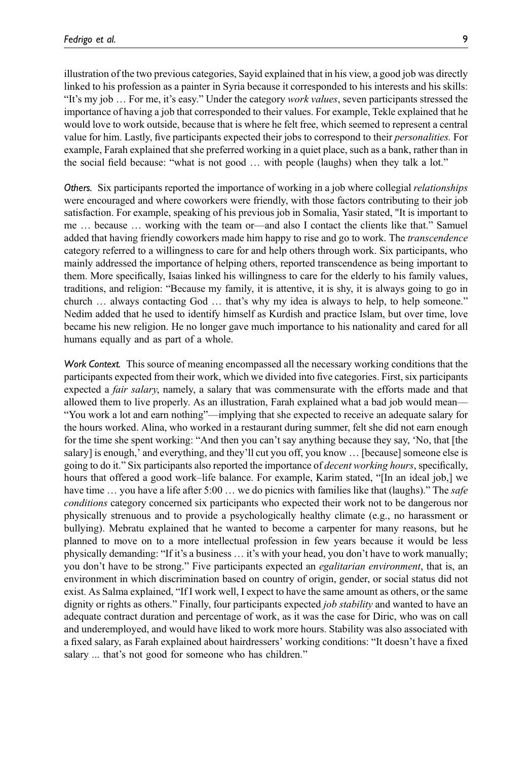illustration of the two previous categories, Sayid explained that in his view, a good job was directly linked to his profession as a painter in Syria because it corresponded to his interests and his skills: "It's my job … For me, it's easy." Under the category *work values*, seven participants stressed the importance of having a job that corresponded to their values. For example, Tekle explained that he would love to work outside, because that is where he felt free, which seemed to represent a central value for him. Lastly, five participants expected their jobs to correspond to their *personalities.* For example, Farah explained that she preferred working in a quiet place, such as a bank, rather than in the social field because: "what is not good … with people (laughs) when they talk a lot."

*Others.* Six participants reported the importance of working in a job where collegial *relationships* were encouraged and where coworkers were friendly, with those factors contributing to their job satisfaction. For example, speaking of his previous job in Somalia, Yasir stated, "It is important to me … because … working with the team or—and also I contact the clients like that." Samuel added that having friendly coworkers made him happy to rise and go to work. The *transcendence* category referred to a willingness to care for and help others through work. Six participants, who mainly addressed the importance of helping others, reported transcendence as being important to them. More specifically, Isaias linked his willingness to care for the elderly to his family values, traditions, and religion: "Because my family, it is attentive, it is shy, it is always going to go in church … always contacting God … that's why my idea is always to help, to help someone." Nedim added that he used to identify himself as Kurdish and practice Islam, but over time, love became his new religion. He no longer gave much importance to his nationality and cared for all humans equally and as part of a whole.

*Work Context.* This source of meaning encompassed all the necessary working conditions that the participants expected from their work, which we divided into five categories. First, six participants expected a *fair salary*, namely, a salary that was commensurate with the efforts made and that allowed them to live properly. As an illustration, Farah explained what a bad job would mean—"You work a lot and earn nothing"—implying that she expected to receive an adequate salary for the hours worked. Alina, who worked in a restaurant during summer, felt she did not earn enough for the time she spent working: "And then you can't say anything because they say, 'No, that [the salary] is enough,' and everything, and they'll cut you off, you know … [because] someone else is going to do it." Six participants also reported the importance of *decent working hours*, specifically, hours that offered a good work–life balance. For example, Karim stated, "[In an ideal job,] we have time … you have a life after 5:00 … we do picnics with families like that (laughs)." The *safe conditions* category concerned six participants who expected their work not to be dangerous nor physically strenuous and to provide a psychologically healthy climate (e.g., no harassment or bullying). Mebratu explained that he wanted to become a carpenter for many reasons, but he planned to move on to a more intellectual profession in few years because it would be less physically demanding: "If it's a business … it's with your head, you don't have to work manually; you don't have to be strong." Five participants expected an *egalitarian environment*, that is, an environment in which discrimination based on country of origin, gender, or social status did not exist. As Salma explained, "If I work well, I expect to have the same amount as others, or the same dignity or rights as others." Finally, four participants expected *job stability* and wanted to have an adequate contract duration and percentage of work, as it was the case for Diric, who was on call and underemployed, and would have liked to work more hours. Stability was also associated with a fixed salary, as Farah explained about hairdressers' working conditions: "It doesn't have a fixed salary ... that's not good for someone who has children."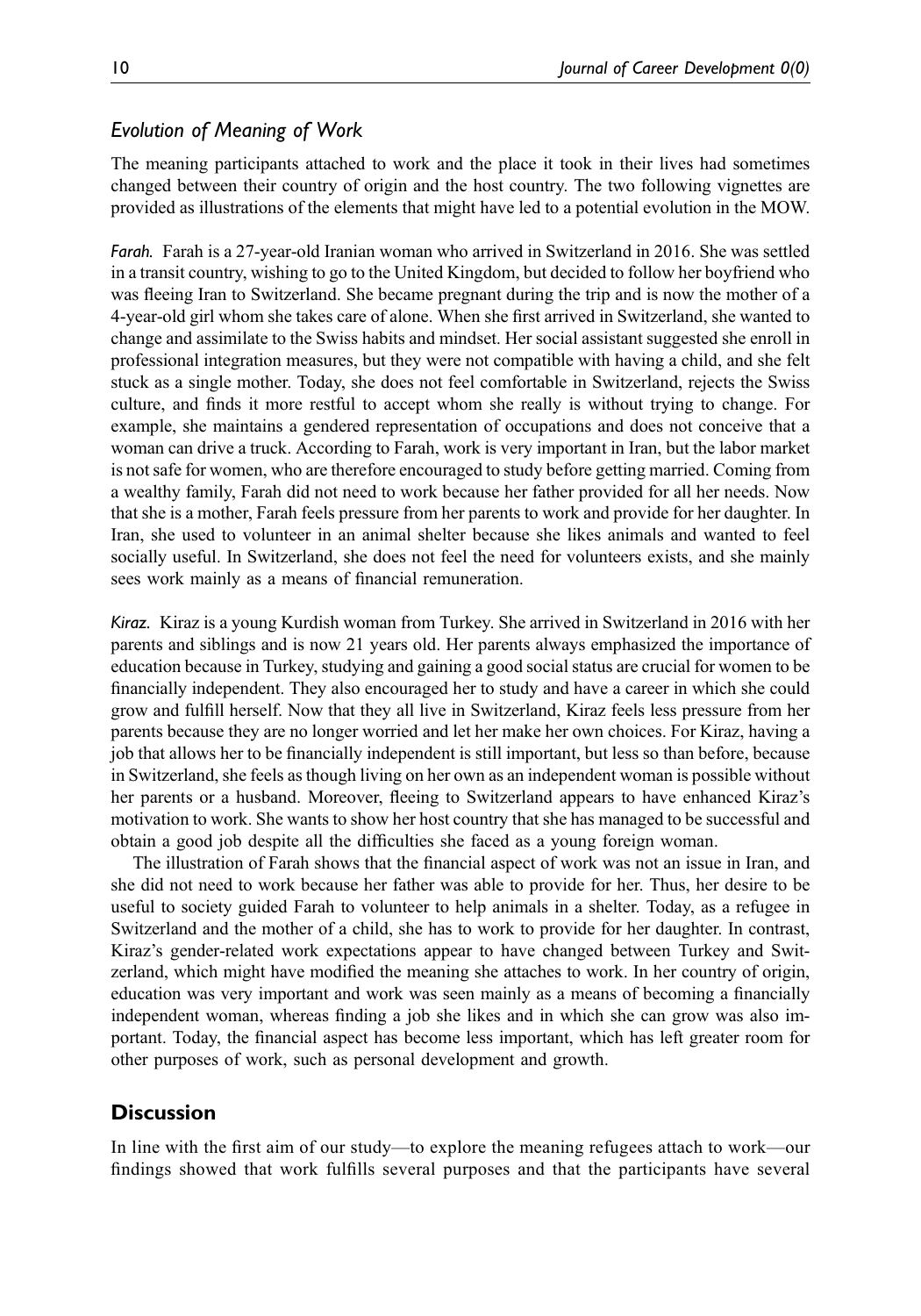### *Evolution of Meaning of Work*

The meaning participants attached to work and the place it took in their lives had sometimes changed between their country of origin and the host country. The two following vignettes are provided as illustrations of the elements that might have led to a potential evolution in the MOW.

*Farah.* Farah is a 27-year-old Iranian woman who arrived in Switzerland in 2016. She was settled in a transit country, wishing to go to the United Kingdom, but decided to follow her boyfriend who was fleeing Iran to Switzerland. She became pregnant during the trip and is now the mother of a 4-year-old girl whom she takes care of alone. When she first arrived in Switzerland, she wanted to change and assimilate to the Swiss habits and mindset. Her social assistant suggested she enroll in professional integration measures, but they were not compatible with having a child, and she felt stuck as a single mother. Today, she does not feel comfortable in Switzerland, rejects the Swiss culture, and finds it more restful to accept whom she really is without trying to change. For example, she maintains a gendered representation of occupations and does not conceive that a woman can drive a truck. According to Farah, work is very important in Iran, but the labor market is not safe for women, who are therefore encouraged to study before getting married. Coming from a wealthy family, Farah did not need to work because her father provided for all her needs. Now that she is a mother, Farah feels pressure from her parents to work and provide for her daughter. In Iran, she used to volunteer in an animal shelter because she likes animals and wanted to feel socially useful. In Switzerland, she does not feel the need for volunteers exists, and she mainly sees work mainly as a means of financial remuneration.

*Kiraz.* Kiraz is a young Kurdish woman from Turkey. She arrived in Switzerland in 2016 with her parents and siblings and is now 21 years old. Her parents always emphasized the importance of education because in Turkey, studying and gaining a good social status are crucial for women to be financially independent. They also encouraged her to study and have a career in which she could grow and fulfill herself. Now that they all live in Switzerland, Kiraz feels less pressure from her parents because they are no longer worried and let her make her own choices. For Kiraz, having a job that allows her to be financially independent is still important, but less so than before, because in Switzerland, she feels as though living on her own as an independent woman is possible without her parents or a husband. Moreover, fleeing to Switzerland appears to have enhanced Kiraz's motivation to work. She wants to show her host country that she has managed to be successful and obtain a good job despite all the difficulties she faced as a young foreign woman.

The illustration of Farah shows that the financial aspect of work was not an issue in Iran, and she did not need to work because her father was able to provide for her. Thus, her desire to be useful to society guided Farah to volunteer to help animals in a shelter. Today, as a refugee in Switzerland and the mother of a child, she has to work to provide for her daughter. In contrast, Kiraz's gender-related work expectations appear to have changed between Turkey and Switzerland, which might have modified the meaning she attaches to work. In her country of origin, education was very important and work was seen mainly as a means of becoming a financially independent woman, whereas finding a job she likes and in which she can grow was also important. Today, the financial aspect has become less important, which has left greater room for other purposes of work, such as personal development and growth.

## Discussion

In line with the first aim of our study—to explore the meaning refugees attach to work—our findings showed that work fulfills several purposes and that the participants have several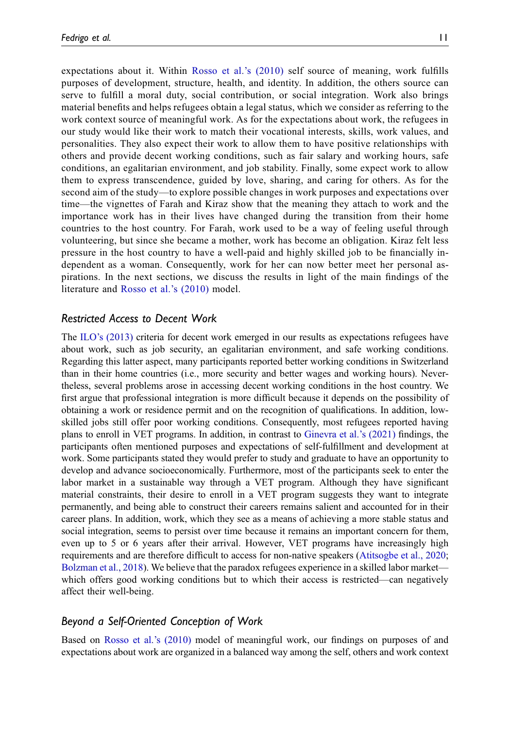expectations about it. Within Rosso et al.'s (2010) self source of meaning, work fulfills purposes of development, structure, health, and identity. In addition, the others source can serve to fulfill a moral duty, social contribution, or social integration. Work also brings material benefits and helps refugees obtain a legal status, which we consider as referring to the work context source of meaningful work. As for the expectations about work, the refugees in our study would like their work to match their vocational interests, skills, work values, and personalities. They also expect their work to allow them to have positive relationships with others and provide decent working conditions, such as fair salary and working hours, safe conditions, an egalitarian environment, and job stability. Finally, some expect work to allow them to express transcendence, guided by love, sharing, and caring for others. As for the second aim of the study—to explore possible changes in work purposes and expectations over time—the vignettes of Farah and Kiraz show that the meaning they attach to work and the importance work has in their lives have changed during the transition from their home countries to the host country. For Farah, work used to be a way of feeling useful through volunteering, but since she became a mother, work has become an obligation. Kiraz felt less pressure in the host country to have a well-paid and highly skilled job to be financially independent as a woman. Consequently, work for her can now better meet her personal aspirations. In the next sections, we discuss the results in light of the main findings of the literature and Rosso et al.'s (2010) model.

## *Restricted Access to Decent Work*

The ILO's (2013) criteria for decent work emerged in our results as expectations refugees have about work, such as job security, an egalitarian environment, and safe working conditions. Regarding this latter aspect, many participants reported better working conditions in Switzerland than in their home countries (i.e., more security and better wages and working hours). Nevertheless, several problems arose in accessing decent working conditions in the host country. We first argue that professional integration is more difficult because it depends on the possibility of obtaining a work or residence permit and on the recognition of qualifications. In addition, low-skilled jobs still offer poor working conditions. Consequently, most refugees reported having plans to enroll in VET programs. In addition, in contrast to Ginevra et al.'s (2021) findings, the participants often mentioned purposes and expectations of self-fulfillment and development at work. Some participants stated they would prefer to study and graduate to have an opportunity to develop and advance socioeconomically. Furthermore, most of the participants seek to enter the labor market in a sustainable way through a VET program. Although they have significant material constraints, their desire to enroll in a VET program suggests they want to integrate permanently, and being able to construct their careers remains salient and accounted for in their career plans. In addition, work, which they see as a means of achieving a more stable status and social integration, seems to persist over time because it remains an important concern for them, even up to 5 or 6 years after their arrival. However, VET programs have increasingly high requirements and are therefore difficult to access for non-native speakers (Atitsogbe et al., 2020; Bolzman et al., 2018). We believe that the paradox refugees experience in a skilled labor market—which offers good working conditions but to which their access is restricted—can negatively affect their well-being.

## *Beyond a Self-Oriented Conception of Work*

Based on Rosso et al.'s (2010) model of meaningful work, our findings on purposes of and expectations about work are organized in a balanced way among the self, others and work context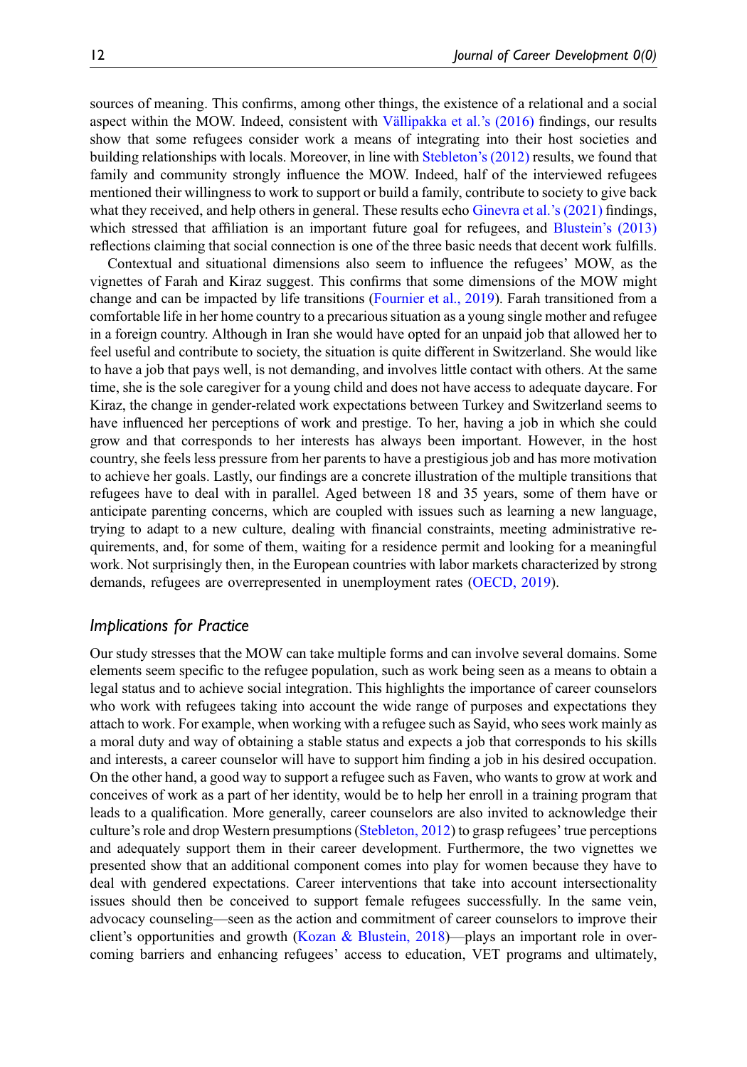sources of meaning. This confirms, among other things, the existence of a relational and a social aspect within the MOW. Indeed, consistent with Vällipakka et al.'s (2016) findings, our results show that some refugees consider work a means of integrating into their host societies and building relationships with locals. Moreover, in line with Stebleton's (2012) results, we found that family and community strongly influence the MOW. Indeed, half of the interviewed refugees mentioned their willingness to work to support or build a family, contribute to society to give back what they received, and help others in general. These results echo Ginevra et al.'s (2021) findings, which stressed that affiliation is an important future goal for refugees, and Blustein's (2013) reflections claiming that social connection is one of the three basic needs that decent work fulfills.

Contextual and situational dimensions also seem to influence the refugees' MOW, as the vignettes of Farah and Kiraz suggest. This confirms that some dimensions of the MOW might change and can be impacted by life transitions (Fournier et al., 2019). Farah transitioned from a comfortable life in her home country to a precarious situation as a young single mother and refugee in a foreign country. Although in Iran she would have opted for an unpaid job that allowed her to feel useful and contribute to society, the situation is quite different in Switzerland. She would like to have a job that pays well, is not demanding, and involves little contact with others. At the same time, she is the sole caregiver for a young child and does not have access to adequate daycare. For Kiraz, the change in gender-related work expectations between Turkey and Switzerland seems to have influenced her perceptions of work and prestige. To her, having a job in which she could grow and that corresponds to her interests has always been important. However, in the host country, she feels less pressure from her parents to have a prestigious job and has more motivation to achieve her goals. Lastly, our findings are a concrete illustration of the multiple transitions that refugees have to deal with in parallel. Aged between 18 and 35 years, some of them have or anticipate parenting concerns, which are coupled with issues such as learning a new language, trying to adapt to a new culture, dealing with financial constraints, meeting administrative requirements, and, for some of them, waiting for a residence permit and looking for a meaningful work. Not surprisingly then, in the European countries with labor markets characterized by strong demands, refugees are overrepresented in unemployment rates (OECD, 2019).

### *Implications for Practice*

Our study stresses that the MOW can take multiple forms and can involve several domains. Some elements seem specific to the refugee population, such as work being seen as a means to obtain a legal status and to achieve social integration. This highlights the importance of career counselors who work with refugees taking into account the wide range of purposes and expectations they attach to work. For example, when working with a refugee such as Sayid, who sees work mainly as a moral duty and way of obtaining a stable status and expects a job that corresponds to his skills and interests, a career counselor will have to support him finding a job in his desired occupation. On the other hand, a good way to support a refugee such as Faven, who wants to grow at work and conceives of work as a part of her identity, would be to help her enroll in a training program that leads to a qualification. More generally, career counselors are also invited to acknowledge their culture's role and drop Western presumptions (Stebleton, 2012) to grasp refugees' true perceptions and adequately support them in their career development. Furthermore, the two vignettes we presented show that an additional component comes into play for women because they have to deal with gendered expectations. Career interventions that take into account intersectionality issues should then be conceived to support female refugees successfully. In the same vein, advocacy counseling—seen as the action and commitment of career counselors to improve their client's opportunities and growth (Kozan & Blustein, 2018)—plays an important role in overcoming barriers and enhancing refugees' access to education, VET programs and ultimately,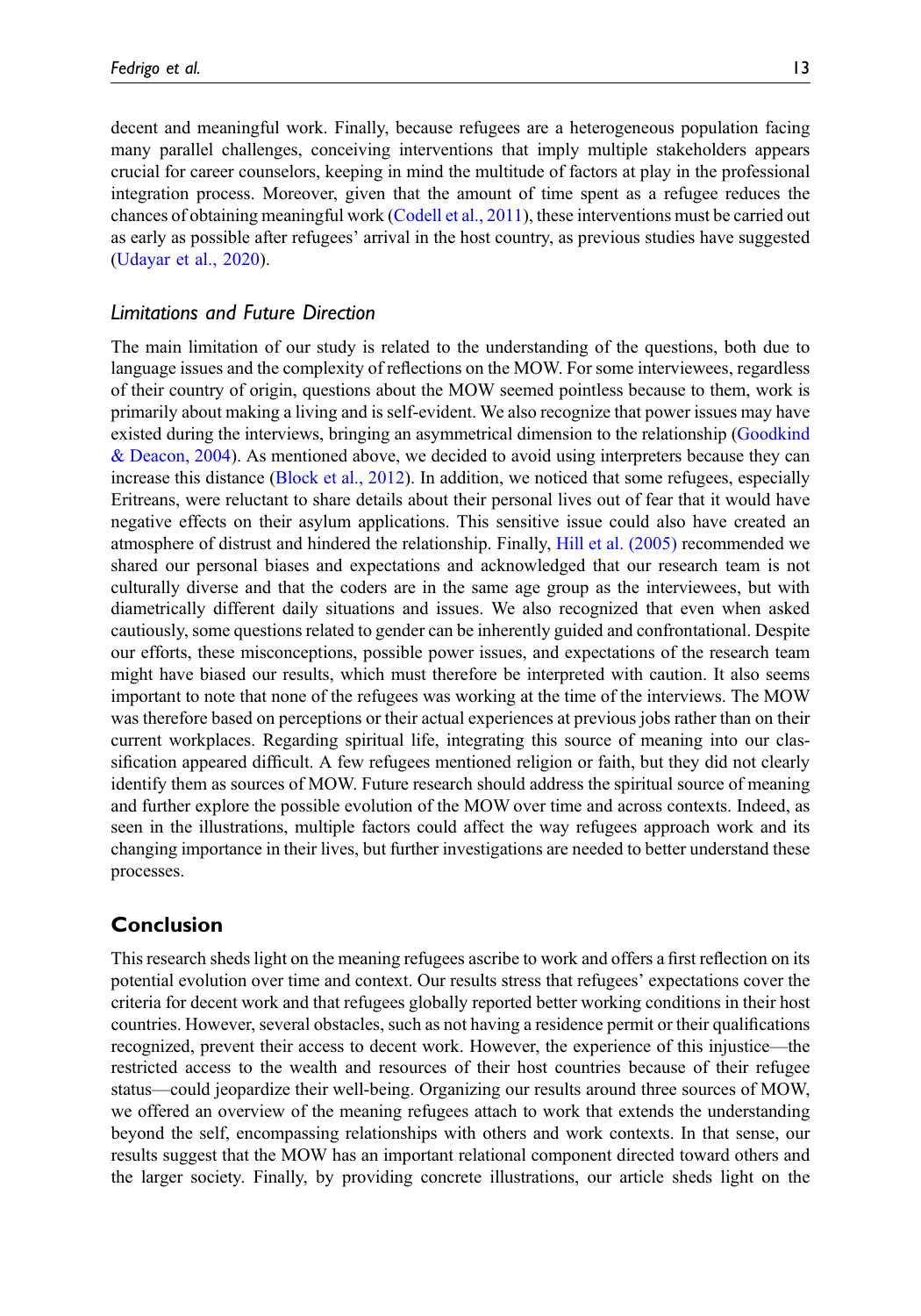decent and meaningful work. Finally, because refugees are a heterogeneous population facing many parallel challenges, conceiving interventions that imply multiple stakeholders appears crucial for career counselors, keeping in mind the multitude of factors at play in the professional integration process. Moreover, given that the amount of time spent as a refugee reduces the chances of obtaining meaningful work (Codell et al., 2011), these interventions must be carried out as early as possible after refugees' arrival in the host country, as previous studies have suggested (Udayar et al., 2020).

### *Limitations and Future Direction*

The main limitation of our study is related to the understanding of the questions, both due to language issues and the complexity of reflections on the MOW. For some interviewees, regardless of their country of origin, questions about the MOW seemed pointless because to them, work is primarily about making a living and is self-evident. We also recognize that power issues may have existed during the interviews, bringing an asymmetrical dimension to the relationship (Goodkind & Deacon, 2004). As mentioned above, we decided to avoid using interpreters because they can increase this distance (Block et al., 2012). In addition, we noticed that some refugees, especially Eritreans, were reluctant to share details about their personal lives out of fear that it would have negative effects on their asylum applications. This sensitive issue could also have created an atmosphere of distrust and hindered the relationship. Finally, Hill et al. (2005) recommended we shared our personal biases and expectations and acknowledged that our research team is not culturally diverse and that the coders are in the same age group as the interviewees, but with diametrically different daily situations and issues. We also recognized that even when asked cautiously, some questions related to gender can be inherently guided and confrontational. Despite our efforts, these misconceptions, possible power issues, and expectations of the research team might have biased our results, which must therefore be interpreted with caution. It also seems important to note that none of the refugees was working at the time of the interviews. The MOW was therefore based on perceptions or their actual experiences at previous jobs rather than on their current workplaces. Regarding spiritual life, integrating this source of meaning into our classification appeared difficult. A few refugees mentioned religion or faith, but they did not clearly identify them as sources of MOW. Future research should address the spiritual source of meaning and further explore the possible evolution of the MOW over time and across contexts. Indeed, as seen in the illustrations, multiple factors could affect the way refugees approach work and its changing importance in their lives, but further investigations are needed to better understand these processes.

## Conclusion

This research sheds light on the meaning refugees ascribe to work and offers a first reflection on its potential evolution over time and context. Our results stress that refugees' expectations cover the criteria for decent work and that refugees globally reported better working conditions in their host countries. However, several obstacles, such as not having a residence permit or their qualifications recognized, prevent their access to decent work. However, the experience of this injustice—the restricted access to the wealth and resources of their host countries because of their refugee status—could jeopardize their well-being. Organizing our results around three sources of MOW, we offered an overview of the meaning refugees attach to work that extends the understanding beyond the self, encompassing relationships with others and work contexts. In that sense, our results suggest that the MOW has an important relational component directed toward others and the larger society. Finally, by providing concrete illustrations, our article sheds light on the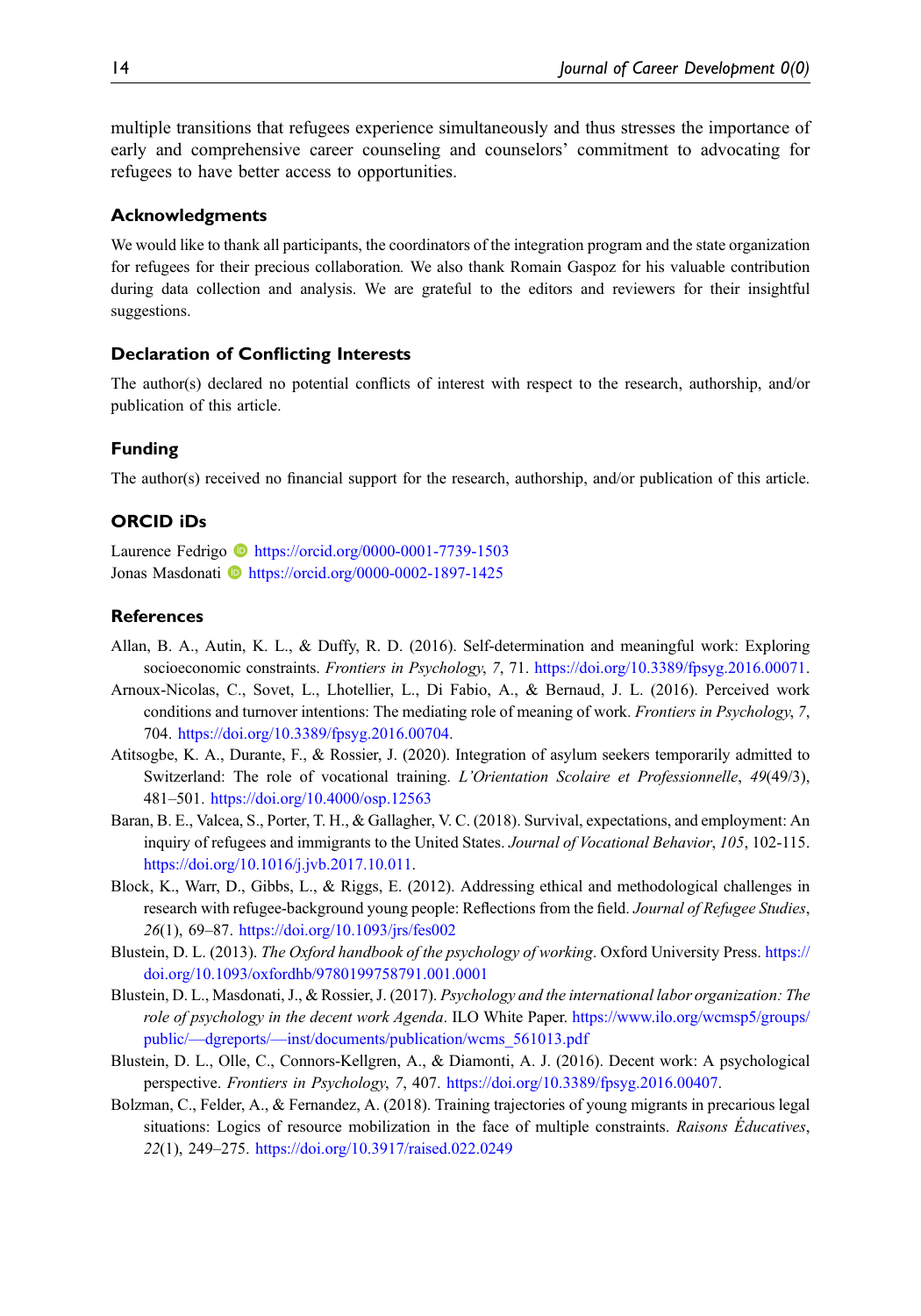multiple transitions that refugees experience simultaneously and thus stresses the importance of early and comprehensive career counseling and counselors' commitment to advocating for refugees to have better access to opportunities.

## Acknowledgments

We would like to thank all participants, the coordinators of the integration program and the state organization for refugees for their precious collaboration. We also thank Romain Gaspoz for his valuable contribution during data collection and analysis. We are grateful to the editors and reviewers for their insightful suggestions.

## Declaration of Conflicting Interests

The author(s) declared no potential conflicts of interest with respect to the research, authorship, and/or publication of this article.

## Funding

The author(s) received no financial support for the research, authorship, and/or publication of this article.

## ORCID iDs

Laurence Fedrigo https://orcid.org/0000-0001-7739-1503
Jonas Masdonati https://orcid.org/0000-0002-1897-1425

## References

Allan, B. A., Autin, K. L., & Duffy, R. D. (2016). Self-determination and meaningful work: Exploring socioeconomic constraints. *Frontiers in Psychology*, *7*, 71. https://doi.org/10.3389/fpsyg.2016.00071.

Arnoux-Nicolas, C., Sovet, L., Lhotellier, L., Di Fabio, A., & Bernaud, J. L. (2016). Perceived work conditions and turnover intentions: The mediating role of meaning of work. *Frontiers in Psychology*, *7*, 704. https://doi.org/10.3389/fpsyg.2016.00704.

Atitsogbe, K. A., Durante, F., & Rossier, J. (2020). Integration of asylum seekers temporarily admitted to Switzerland: The role of vocational training. *L'Orientation Scolaire et Professionnelle*, *49*(49/3), 481–501. https://doi.org/10.4000/osp.12563

Baran, B. E., Valcea, S., Porter, T. H., & Gallagher, V. C. (2018). Survival, expectations, and employment: An inquiry of refugees and immigrants to the United States. *Journal of Vocational Behavior*, *105*, 102-115. https://doi.org/10.1016/j.jvb.2017.10.011.

Block, K., Warr, D., Gibbs, L., & Riggs, E. (2012). Addressing ethical and methodological challenges in research with refugee-background young people: Reflections from the field. *Journal of Refugee Studies*, *26*(1), 69–87. https://doi.org/10.1093/jrs/fes002

Blustein, D. L. (2013). *The Oxford handbook of the psychology of working*. Oxford University Press. https://doi.org/10.1093/oxfordhb/9780199758791.001.0001

Blustein, D. L., Masdonati, J., & Rossier, J. (2017). *Psychology and the international labor organization: The role of psychology in the decent work Agenda*. ILO White Paper. https://www.ilo.org/wcmsp5/groups/public/—dgreports/—inst/documents/publication/wcms_561013.pdf

Blustein, D. L., Olle, C., Connors-Kellgren, A., & Diamonti, A. J. (2016). Decent work: A psychological perspective. *Frontiers in Psychology*, *7*, 407. https://doi.org/10.3389/fpsyg.2016.00407.

Bolzman, C., Felder, A., & Fernandez, A. (2018). Training trajectories of young migrants in precarious legal situations: Logics of resource mobilization in the face of multiple constraints. *Raisons Éducatives*, *22*(1), 249–275. https://doi.org/10.3917/raised.022.0249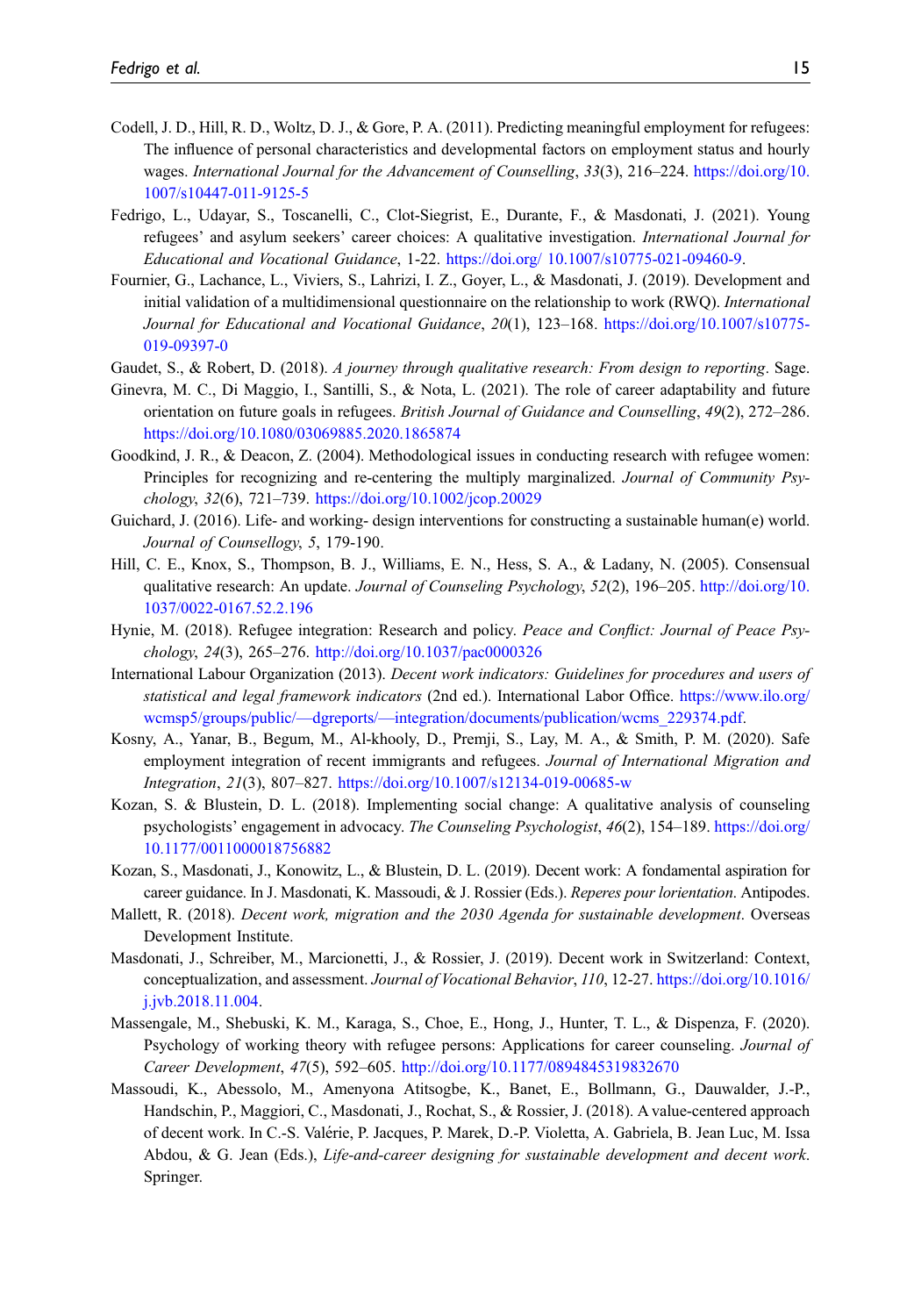Codell, J. D., Hill, R. D., Woltz, D. J., & Gore, P. A. (2011). Predicting meaningful employment for refugees: The influence of personal characteristics and developmental factors on employment status and hourly wages. *International Journal for the Advancement of Counselling*, *33*(3), 216–224. https://doi.org/10.1007/s10447-011-9125-5

Fedrigo, L., Udayar, S., Toscanelli, C., Clot-Siegrist, E., Durante, F., & Masdonati, J. (2021). Young refugees' and asylum seekers' career choices: A qualitative investigation. *International Journal for Educational and Vocational Guidance*, 1-22. https://doi.org/ 10.1007/s10775-021-09460-9.

Fournier, G., Lachance, L., Viviers, S., Lahrizi, I. Z., Goyer, L., & Masdonati, J. (2019). Development and initial validation of a multidimensional questionnaire on the relationship to work (RWQ). *International Journal for Educational and Vocational Guidance*, *20*(1), 123–168. https://doi.org/10.1007/s10775-019-09397-0

Gaudet, S., & Robert, D. (2018). *A journey through qualitative research: From design to reporting*. Sage.

Ginevra, M. C., Di Maggio, I., Santilli, S., & Nota, L. (2021). The role of career adaptability and future orientation on future goals in refugees. *British Journal of Guidance and Counselling*, *49*(2), 272–286. https://doi.org/10.1080/03069885.2020.1865874

Goodkind, J. R., & Deacon, Z. (2004). Methodological issues in conducting research with refugee women: Principles for recognizing and re-centering the multiply marginalized. *Journal of Community Psychology*, *32*(6), 721–739. https://doi.org/10.1002/jcop.20029

Guichard, J. (2016). Life- and working- design interventions for constructing a sustainable human(e) world. *Journal of Counsellogy*, *5*, 179-190.

Hill, C. E., Knox, S., Thompson, B. J., Williams, E. N., Hess, S. A., & Ladany, N. (2005). Consensual qualitative research: An update. *Journal of Counseling Psychology*, *52*(2), 196–205. http://doi.org/10.1037/0022-0167.52.2.196

Hynie, M. (2018). Refugee integration: Research and policy. *Peace and Conflict: Journal of Peace Psychology*, *24*(3), 265–276. http://doi.org/10.1037/pac0000326

International Labour Organization (2013). *Decent work indicators: Guidelines for procedures and users of statistical and legal framework indicators* (2nd ed.). International Labor Office. https://www.ilo.org/wcmsp5/groups/public/—dgreports/—integration/documents/publication/wcms_229374.pdf.

Kosny, A., Yanar, B., Begum, M., Al-khooly, D., Premji, S., Lay, M. A., & Smith, P. M. (2020). Safe employment integration of recent immigrants and refugees. *Journal of International Migration and Integration*, *21*(3), 807–827. https://doi.org/10.1007/s12134-019-00685-w

Kozan, S. & Blustein, D. L. (2018). Implementing social change: A qualitative analysis of counseling psychologists' engagement in advocacy. *The Counseling Psychologist*, *46*(2), 154–189. https://doi.org/10.1177/0011000018756882

Kozan, S., Masdonati, J., Konowitz, L., & Blustein, D. L. (2019). Decent work: A fondamental aspiration for career guidance. In J. Masdonati, K. Massoudi, & J. Rossier (Eds.). *Reperes pour lorientation*. Antipodes.

Mallett, R. (2018). *Decent work, migration and the 2030 Agenda for sustainable development*. Overseas Development Institute.

Masdonati, J., Schreiber, M., Marcionetti, J., & Rossier, J. (2019). Decent work in Switzerland: Context, conceptualization, and assessment. *Journal of Vocational Behavior*, *110*, 12-27. https://doi.org/10.1016/j.jvb.2018.11.004.

Massengale, M., Shebuski, K. M., Karaga, S., Choe, E., Hong, J., Hunter, T. L., & Dispenza, F. (2020). Psychology of working theory with refugee persons: Applications for career counseling. *Journal of Career Development*, *47*(5), 592–605. http://doi.org/10.1177/0894845319832670

Massoudi, K., Abessolo, M., Amenyona Atitsogbe, K., Banet, E., Bollmann, G., Dauwalder, J.-P., Handschin, P., Maggiori, C., Masdonati, J., Rochat, S., & Rossier, J. (2018). A value-centered approach of decent work. In C.-S. Valérie, P. Jacques, P. Marek, D.-P. Violetta, A. Gabriela, B. Jean Luc, M. Issa Abdou, & G. Jean (Eds.), *Life-and-career designing for sustainable development and decent work*. Springer.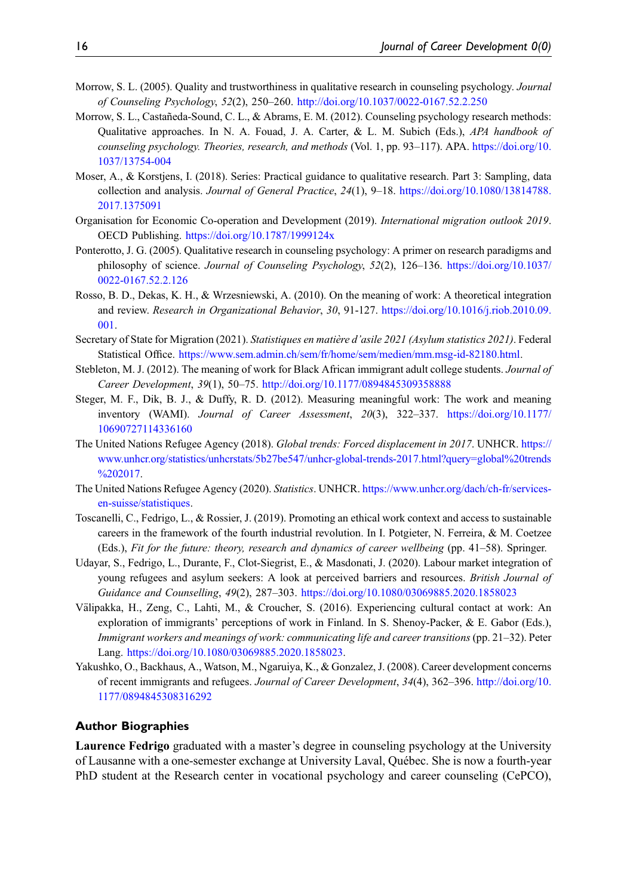Morrow, S. L. (2005). Quality and trustworthiness in qualitative research in counseling psychology. *Journal of Counseling Psychology*, *52*(2), 250–260. http://doi.org/10.1037/0022-0167.52.2.250

Morrow, S. L., Castañeda-Sound, C. L., & Abrams, E. M. (2012). Counseling psychology research methods: Qualitative approaches. In N. A. Fouad, J. A. Carter, & L. M. Subich (Eds.), *APA handbook of counseling psychology. Theories, research, and methods* (Vol. 1, pp. 93–117). APA. https://doi.org/10.1037/13754-004

Moser, A., & Korstjens, I. (2018). Series: Practical guidance to qualitative research. Part 3: Sampling, data collection and analysis. *Journal of General Practice*, *24*(1), 9–18. https://doi.org/10.1080/13814788.2017.1375091

Organisation for Economic Co-operation and Development (2019). *International migration outlook 2019*. OECD Publishing. https://doi.org/10.1787/1999124x

Ponterotto, J. G. (2005). Qualitative research in counseling psychology: A primer on research paradigms and philosophy of science. *Journal of Counseling Psychology*, *52*(2), 126–136. https://doi.org/10.1037/0022-0167.52.2.126

Rosso, B. D., Dekas, K. H., & Wrzesniewski, A. (2010). On the meaning of work: A theoretical integration and review. *Research in Organizational Behavior*, *30*, 91-127. https://doi.org/10.1016/j.riob.2010.09.001.

Secretary of State for Migration (2021). *Statistiques en matière d'asile 2021 (Asylum statistics 2021)*. Federal Statistical Office. https://www.sem.admin.ch/sem/fr/home/sem/medien/mm.msg-id-82180.html.

Stebleton, M. J. (2012). The meaning of work for Black African immigrant adult college students. *Journal of Career Development*, *39*(1), 50–75. http://doi.org/10.1177/0894845309358888

Steger, M. F., Dik, B. J., & Duffy, R. D. (2012). Measuring meaningful work: The work and meaning inventory (WAMI). *Journal of Career Assessment*, *20*(3), 322–337. https://doi.org/10.1177/10690727114336160

The United Nations Refugee Agency (2018). *Global trends: Forced displacement in 2017*. UNHCR. https://www.unhcr.org/statistics/unhcrstats/5b27be547/unhcr-global-trends-2017.html?query=global%20trends%202017.

The United Nations Refugee Agency (2020). *Statistics*. UNHCR. https://www.unhcr.org/dach/ch-fr/services-en-suisse/statistiques.

Toscanelli, C., Fedrigo, L., & Rossier, J. (2019). Promoting an ethical work context and access to sustainable careers in the framework of the fourth industrial revolution. In I. Potgieter, N. Ferreira, & M. Coetzee (Eds.), *Fit for the future: theory, research and dynamics of career wellbeing* (pp. 41–58). Springer.

Udayar, S., Fedrigo, L., Durante, F., Clot-Siegrist, E., & Masdonati, J. (2020). Labour market integration of young refugees and asylum seekers: A look at perceived barriers and resources. *British Journal of Guidance and Counselling*, *49*(2), 287–303. https://doi.org/10.1080/03069885.2020.1858023

Välipakka, H., Zeng, C., Lahti, M., & Croucher, S. (2016). Experiencing cultural contact at work: An exploration of immigrants' perceptions of work in Finland. In S. Shenoy-Packer, & E. Gabor (Eds.), *Immigrant workers and meanings of work: communicating life and career transitions* (pp. 21–32). Peter Lang. https://doi.org/10.1080/03069885.2020.1858023.

Yakushko, O., Backhaus, A., Watson, M., Ngaruiya, K., & Gonzalez, J. (2008). Career development concerns of recent immigrants and refugees. *Journal of Career Development*, *34*(4), 362–396. http://doi.org/10.1177/0894845308316292

## Author Biographies

**Laurence Fedrigo** graduated with a master's degree in counseling psychology at the University of Lausanne with a one-semester exchange at University Laval, Québec. She is now a fourth-year PhD student at the Research center in vocational psychology and career counseling (CePCO),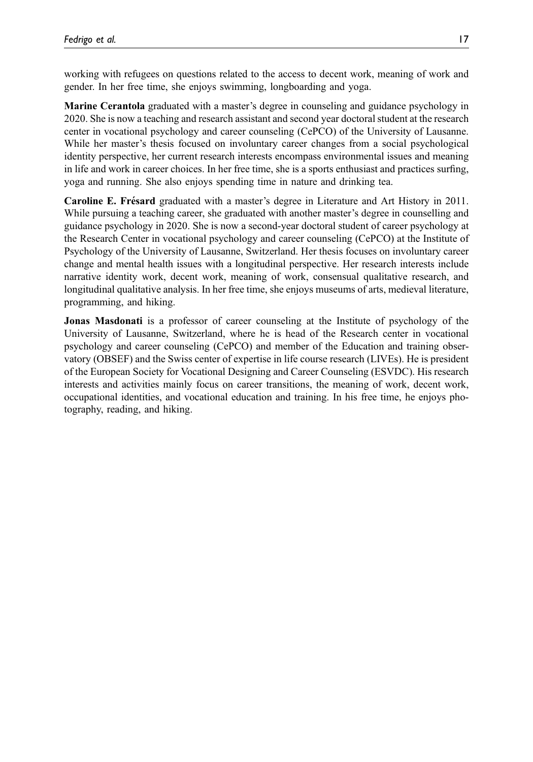working with refugees on questions related to the access to decent work, meaning of work and gender. In her free time, she enjoys swimming, longboarding and yoga.

**Marine Cerantola** graduated with a master's degree in counseling and guidance psychology in 2020. She is now a teaching and research assistant and second year doctoral student at the research center in vocational psychology and career counseling (CePCO) of the University of Lausanne. While her master's thesis focused on involuntary career changes from a social psychological identity perspective, her current research interests encompass environmental issues and meaning in life and work in career choices. In her free time, she is a sports enthusiast and practices surfing, yoga and running. She also enjoys spending time in nature and drinking tea.

**Caroline E. Frésard** graduated with a master's degree in Literature and Art History in 2011. While pursuing a teaching career, she graduated with another master's degree in counselling and guidance psychology in 2020. She is now a second-year doctoral student of career psychology at the Research Center in vocational psychology and career counseling (CePCO) at the Institute of Psychology of the University of Lausanne, Switzerland. Her thesis focuses on involuntary career change and mental health issues with a longitudinal perspective. Her research interests include narrative identity work, decent work, meaning of work, consensual qualitative research, and longitudinal qualitative analysis. In her free time, she enjoys museums of arts, medieval literature, programming, and hiking.

**Jonas Masdonati** is a professor of career counseling at the Institute of psychology of the University of Lausanne, Switzerland, where he is head of the Research center in vocational psychology and career counseling (CePCO) and member of the Education and training observatory (OBSEF) and the Swiss center of expertise in life course research (LIVEs). He is president of the European Society for Vocational Designing and Career Counseling (ESVDC). His research interests and activities mainly focus on career transitions, the meaning of work, decent work, occupational identities, and vocational education and training. In his free time, he enjoys photography, reading, and hiking.